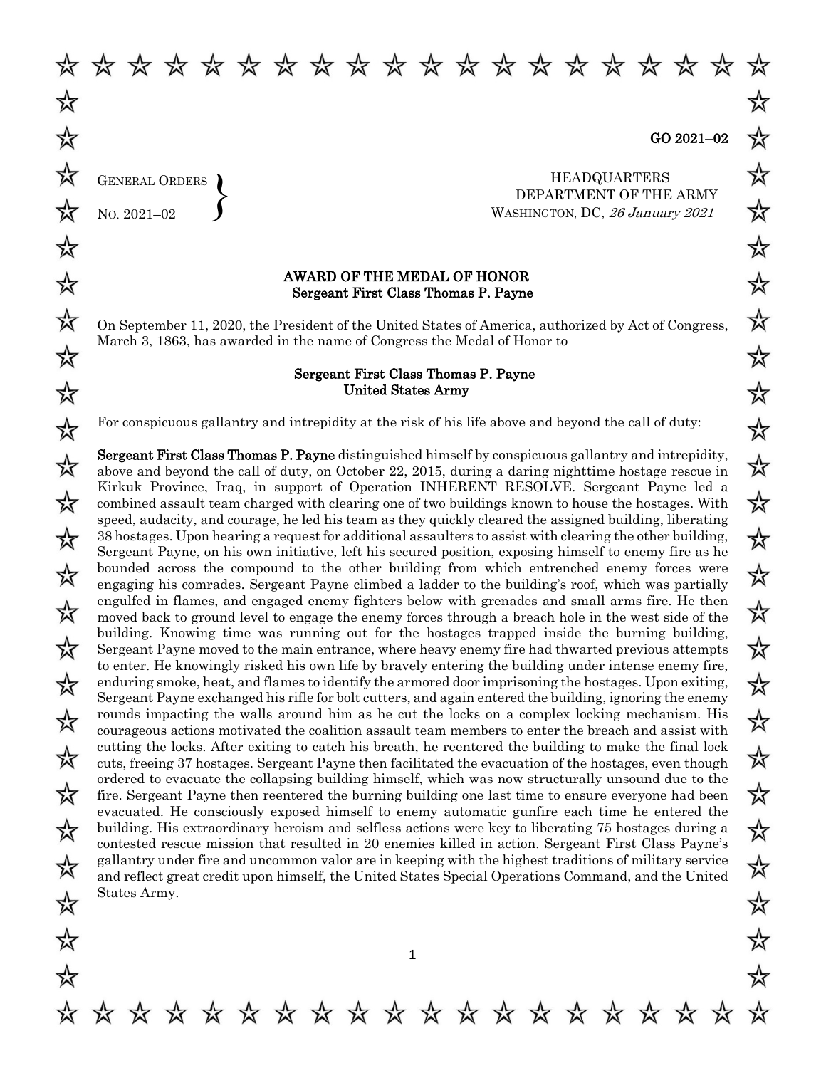GO 2021–02

GENERAL ORDERS
NO. 2021–02

HEADQUARTERS
DEPARTMENT OF THE ARMY
WASHINGTON, DC, *26 January 2021*

## AWARD OF THE MEDAL OF HONOR
### Sergeant First Class Thomas P. Payne

On September 11, 2020, the President of the United States of America, authorized by Act of Congress, March 3, 1863, has awarded in the name of Congress the Medal of Honor to

**Sergeant First Class Thomas P. Payne**
**United States Army**

For conspicuous gallantry and intrepidity at the risk of his life above and beyond the call of duty:

**Sergeant First Class Thomas P. Payne** distinguished himself by conspicuous gallantry and intrepidity, above and beyond the call of duty, on October 22, 2015, during a daring nighttime hostage rescue in Kirkuk Province, Iraq, in support of Operation INHERENT RESOLVE. Sergeant Payne led a combined assault team charged with clearing one of two buildings known to house the hostages. With speed, audacity, and courage, he led his team as they quickly cleared the assigned building, liberating 38 hostages. Upon hearing a request for additional assaulters to assist with clearing the other building, Sergeant Payne, on his own initiative, left his secured position, exposing himself to enemy fire as he bounded across the compound to the other building from which entrenched enemy forces were engaging his comrades. Sergeant Payne climbed a ladder to the building's roof, which was partially engulfed in flames, and engaged enemy fighters below with grenades and small arms fire. He then moved back to ground level to engage the enemy forces through a breach hole in the west side of the building. Knowing time was running out for the hostages trapped inside the burning building, Sergeant Payne moved to the main entrance, where heavy enemy fire had thwarted previous attempts to enter. He knowingly risked his own life by bravely entering the building under intense enemy fire, enduring smoke, heat, and flames to identify the armored door imprisoning the hostages. Upon exiting, Sergeant Payne exchanged his rifle for bolt cutters, and again entered the building, ignoring the enemy rounds impacting the walls around him as he cut the locks on a complex locking mechanism. His courageous actions motivated the coalition assault team members to enter the breach and assist with cutting the locks. After exiting to catch his breath, he reentered the building to make the final lock cuts, freeing 37 hostages. Sergeant Payne then facilitated the evacuation of the hostages, even though ordered to evacuate the collapsing building himself, which was now structurally unsound due to the fire. Sergeant Payne then reentered the burning building one last time to ensure everyone had been evacuated. He consciously exposed himself to enemy automatic gunfire each time he entered the building. His extraordinary heroism and selfless actions were key to liberating 75 hostages during a contested rescue mission that resulted in 20 enemies killed in action. Sergeant First Class Payne's gallantry under fire and uncommon valor are in keeping with the highest traditions of military service and reflect great credit upon himself, the United States Special Operations Command, and the United States Army.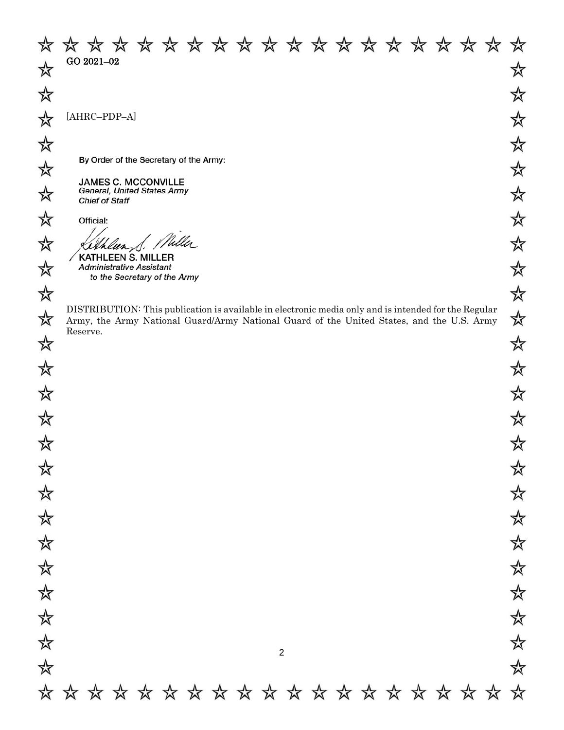GO 2021–02

[AHRC–PDP–A]

By Order of the Secretary of the Army:

**JAMES C. MCCONVILLE**
*General, United States Army*
*Chief of Staff*

Official:

**KATHLEEN S. MILLER**
*Administrative Assistant to the Secretary of the Army*

DISTRIBUTION: This publication is available in electronic media only and is intended for the Regular Army, the Army National Guard/Army National Guard of the United States, and the U.S. Army Reserve.